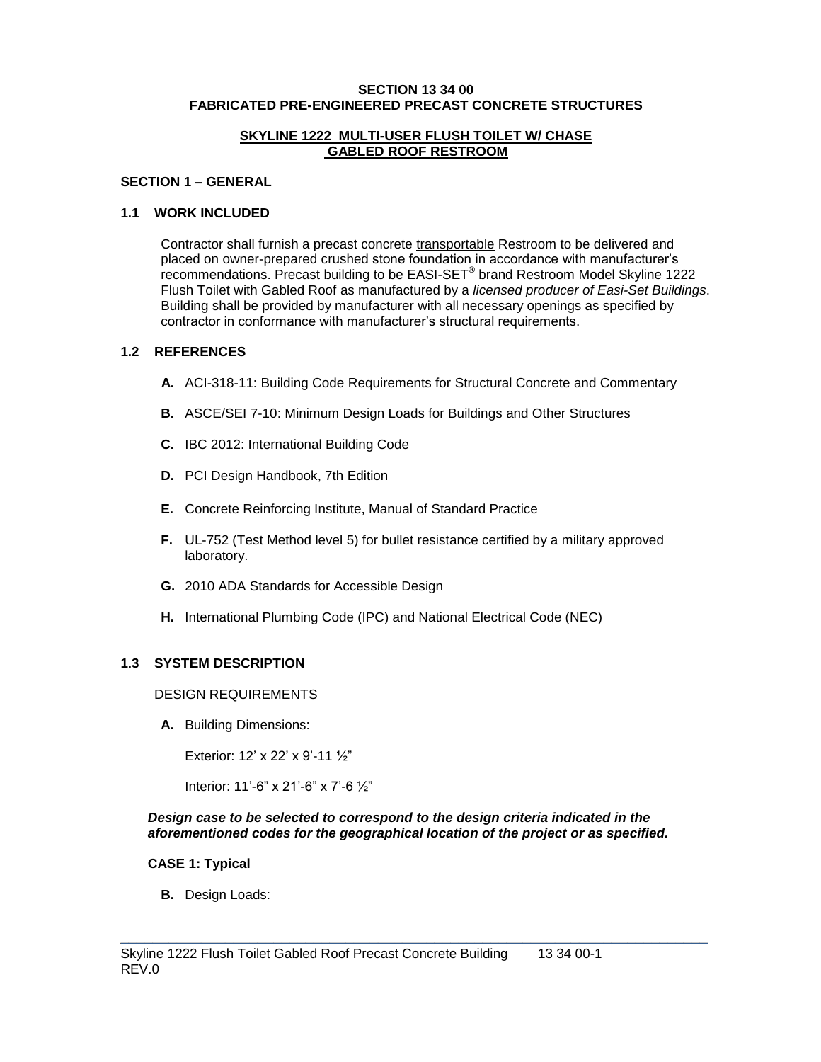# SECTION 13 34 00
# FABRICATED PRE-ENGINEERED PRECAST CONCRETE STRUCTURES

## SKYLINE 1222 MULTI-USER FLUSH TOILET W/ CHASE GABLED ROOF RESTROOM

## SECTION 1 – GENERAL

### 1.1 WORK INCLUDED

Contractor shall furnish a precast concrete transportable Restroom to be delivered and placed on owner-prepared crushed stone foundation in accordance with manufacturer's recommendations. Precast building to be EASI-SET® brand Restroom Model Skyline 1222 Flush Toilet with Gabled Roof as manufactured by a *licensed producer of Easi-Set Buildings*. Building shall be provided by manufacturer with all necessary openings as specified by contractor in conformance with manufacturer's structural requirements.

### 1.2 REFERENCES

- **A.** ACI-318-11: Building Code Requirements for Structural Concrete and Commentary
- **B.** ASCE/SEI 7-10: Minimum Design Loads for Buildings and Other Structures
- **C.** IBC 2012: International Building Code
- **D.** PCI Design Handbook, 7th Edition
- **E.** Concrete Reinforcing Institute, Manual of Standard Practice
- **F.** UL-752 (Test Method level 5) for bullet resistance certified by a military approved laboratory.
- **G.** 2010 ADA Standards for Accessible Design
- **H.** International Plumbing Code (IPC) and National Electrical Code (NEC)

### 1.3 SYSTEM DESCRIPTION

DESIGN REQUIREMENTS

**A.** Building Dimensions:

Exterior: 12' x 22' x 9'-11 ½"

Interior: 11'-6" x 21'-6" x 7'-6 ½"

***Design case to be selected to correspond to the design criteria indicated in the aforementioned codes for the geographical location of the project or as specified.***

**CASE 1: Typical**

**B.** Design Loads: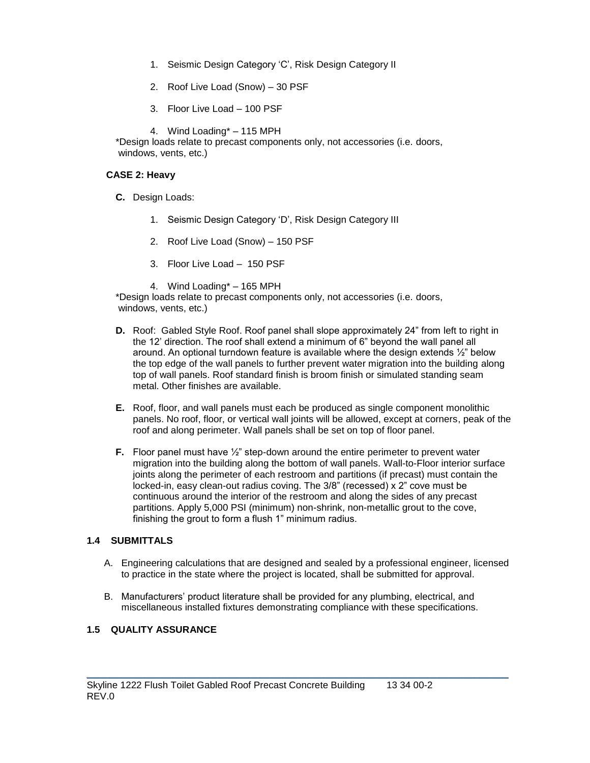1. Seismic Design Category 'C', Risk Design Category II
2. Roof Live Load (Snow) – 30 PSF
3. Floor Live Load – 100 PSF
4. Wind Loading* – 115 MPH

*Design loads relate to precast components only, not accessories (i.e. doors, windows, vents, etc.)

**CASE 2: Heavy**

**C.** Design Loads:

1. Seismic Design Category 'D', Risk Design Category III
2. Roof Live Load (Snow) – 150 PSF
3. Floor Live Load – 150 PSF
4. Wind Loading* – 165 MPH

*Design loads relate to precast components only, not accessories (i.e. doors, windows, vents, etc.)

**D.** Roof: Gabled Style Roof. Roof panel shall slope approximately 24" from left to right in the 12' direction. The roof shall extend a minimum of 6" beyond the wall panel all around. An optional turndown feature is available where the design extends ½" below the top edge of the wall panels to further prevent water migration into the building along top of wall panels. Roof standard finish is broom finish or simulated standing seam metal. Other finishes are available.

**E.** Roof, floor, and wall panels must each be produced as single component monolithic panels. No roof, floor, or vertical wall joints will be allowed, except at corners, peak of the roof and along perimeter. Wall panels shall be set on top of floor panel.

**F.** Floor panel must have ½" step-down around the entire perimeter to prevent water migration into the building along the bottom of wall panels. Wall-to-Floor interior surface joints along the perimeter of each restroom and partitions (if precast) must contain the locked-in, easy clean-out radius coving. The 3/8" (recessed) x 2" cove must be continuous around the interior of the restroom and along the sides of any precast partitions. Apply 5,000 PSI (minimum) non-shrink, non-metallic grout to the cove, finishing the grout to form a flush 1" minimum radius.

### 1.4 SUBMITTALS

A. Engineering calculations that are designed and sealed by a professional engineer, licensed to practice in the state where the project is located, shall be submitted for approval.

B. Manufacturers' product literature shall be provided for any plumbing, electrical, and miscellaneous installed fixtures demonstrating compliance with these specifications.

### 1.5 QUALITY ASSURANCE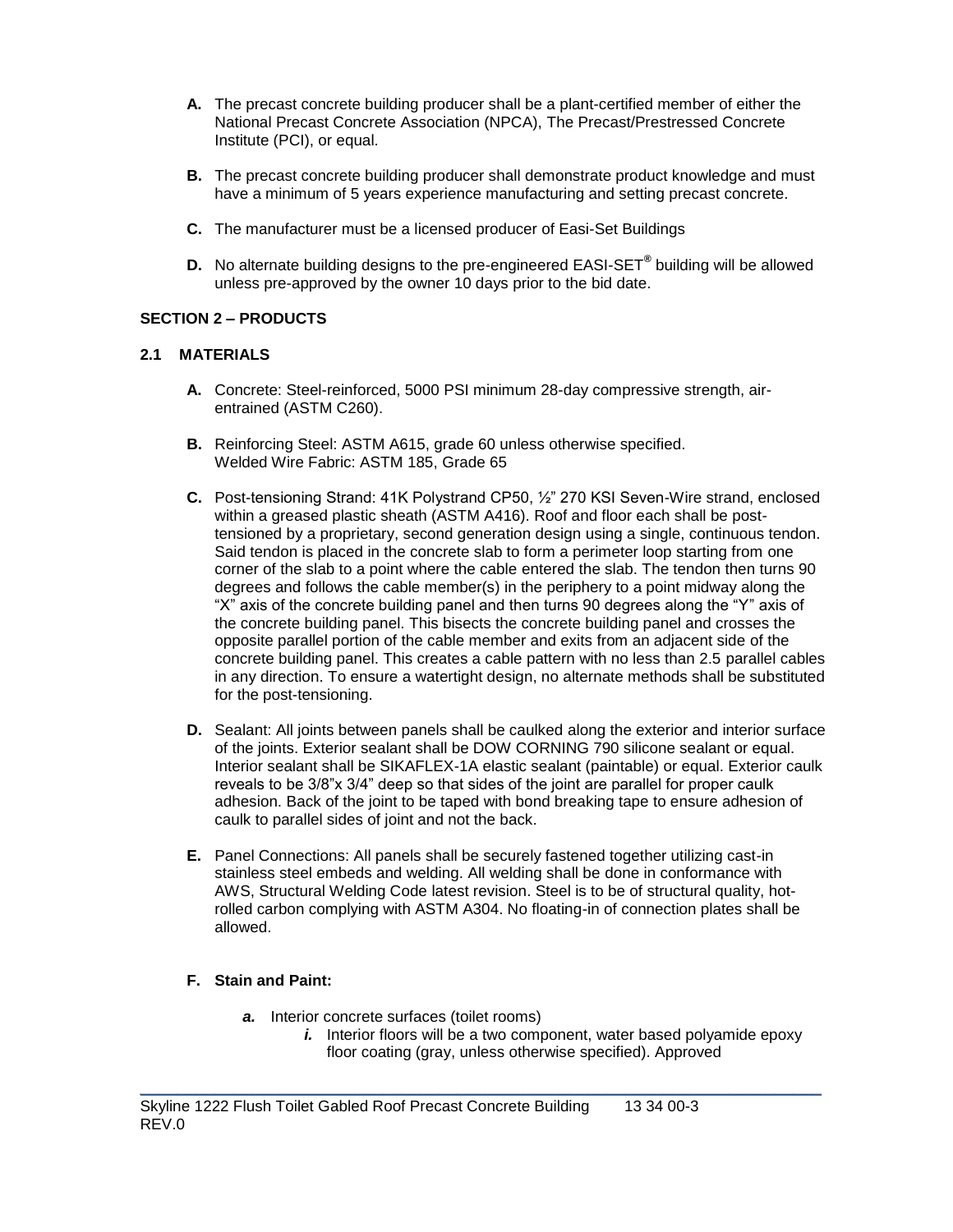**A.** The precast concrete building producer shall be a plant-certified member of either the National Precast Concrete Association (NPCA), The Precast/Prestressed Concrete Institute (PCI), or equal.

**B.** The precast concrete building producer shall demonstrate product knowledge and must have a minimum of 5 years experience manufacturing and setting precast concrete.

**C.** The manufacturer must be a licensed producer of Easi-Set Buildings

**D.** No alternate building designs to the pre-engineered EASI-SET® building will be allowed unless pre-approved by the owner 10 days prior to the bid date.

## SECTION 2 – PRODUCTS

### 2.1 MATERIALS

**A.** Concrete: Steel-reinforced, 5000 PSI minimum 28-day compressive strength, air-entrained (ASTM C260).

**B.** Reinforcing Steel: ASTM A615, grade 60 unless otherwise specified.
Welded Wire Fabric: ASTM 185, Grade 65

**C.** Post-tensioning Strand: 41K Polystrand CP50, ½" 270 KSI Seven-Wire strand, enclosed within a greased plastic sheath (ASTM A416). Roof and floor each shall be post-tensioned by a proprietary, second generation design using a single, continuous tendon. Said tendon is placed in the concrete slab to form a perimeter loop starting from one corner of the slab to a point where the cable entered the slab. The tendon then turns 90 degrees and follows the cable member(s) in the periphery to a point midway along the "X" axis of the concrete building panel and then turns 90 degrees along the "Y" axis of the concrete building panel. This bisects the concrete building panel and crosses the opposite parallel portion of the cable member and exits from an adjacent side of the concrete building panel. This creates a cable pattern with no less than 2.5 parallel cables in any direction. To ensure a watertight design, no alternate methods shall be substituted for the post-tensioning.

**D.** Sealant: All joints between panels shall be caulked along the exterior and interior surface of the joints. Exterior sealant shall be DOW CORNING 790 silicone sealant or equal. Interior sealant shall be SIKAFLEX-1A elastic sealant (paintable) or equal. Exterior caulk reveals to be 3/8"x 3/4" deep so that sides of the joint are parallel for proper caulk adhesion. Back of the joint to be taped with bond breaking tape to ensure adhesion of caulk to parallel sides of joint and not the back.

**E.** Panel Connections: All panels shall be securely fastened together utilizing cast-in stainless steel embeds and welding. All welding shall be done in conformance with AWS, Structural Welding Code latest revision. Steel is to be of structural quality, hot-rolled carbon complying with ASTM A304. No floating-in of connection plates shall be allowed.

**F. Stain and Paint:**

- ***a.*** Interior concrete surfaces (toilet rooms)
  - ***i.*** Interior floors will be a two component, water based polyamide epoxy floor coating (gray, unless otherwise specified). Approved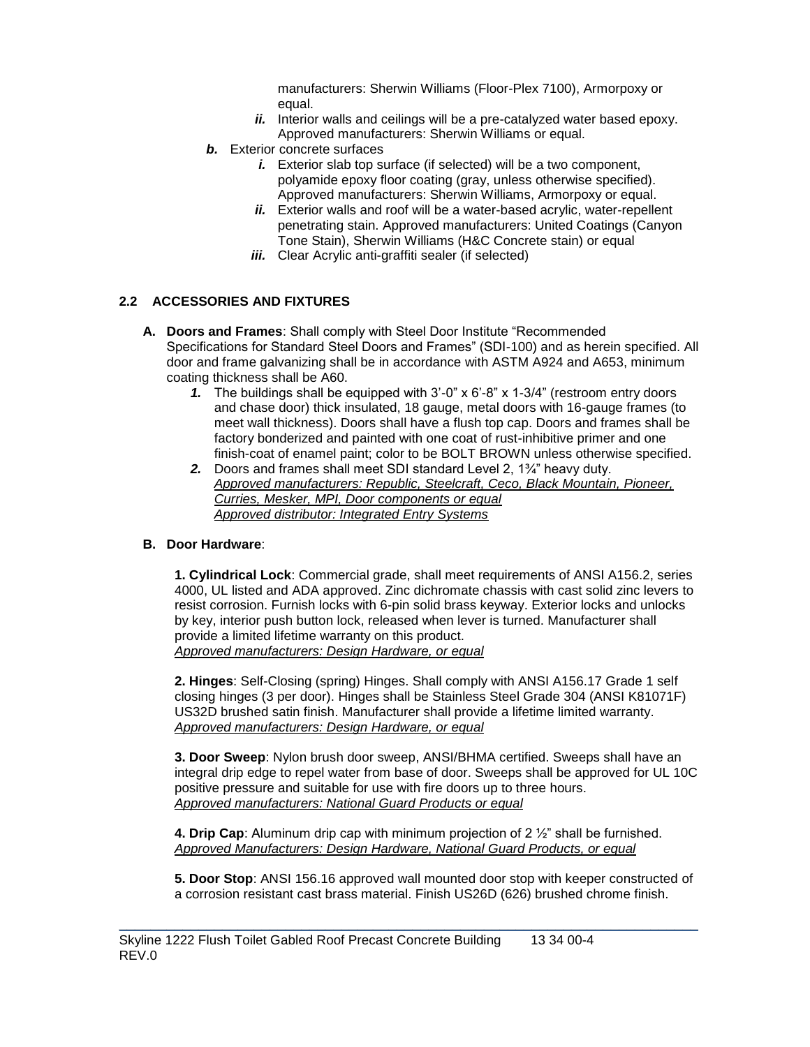manufacturers: Sherwin Williams (Floor-Plex 7100), Armorpoxy or equal.

*ii.* Interior walls and ceilings will be a pre-catalyzed water based epoxy. Approved manufacturers: Sherwin Williams or equal.

*b.* Exterior concrete surfaces

*i.* Exterior slab top surface (if selected) will be a two component, polyamide epoxy floor coating (gray, unless otherwise specified). Approved manufacturers: Sherwin Williams, Armorpoxy or equal.

*ii.* Exterior walls and roof will be a water-based acrylic, water-repellent penetrating stain. Approved manufacturers: United Coatings (Canyon Tone Stain), Sherwin Williams (H&C Concrete stain) or equal

*iii.* Clear Acrylic anti-graffiti sealer (if selected)

## 2.2 ACCESSORIES AND FIXTURES

**A. Doors and Frames**: Shall comply with Steel Door Institute "Recommended Specifications for Standard Steel Doors and Frames" (SDI-100) and as herein specified. All door and frame galvanizing shall be in accordance with ASTM A924 and A653, minimum coating thickness shall be A60.

*1.* The buildings shall be equipped with 3'-0" x 6'-8" x 1-3/4" (restroom entry doors and chase door) thick insulated, 18 gauge, metal doors with 16-gauge frames (to meet wall thickness). Doors shall have a flush top cap. Doors and frames shall be factory bonderized and painted with one coat of rust-inhibitive primer and one finish-coat of enamel paint; color to be BOLT BROWN unless otherwise specified.

*2.* Doors and frames shall meet SDI standard Level 2, 1¾" heavy duty.
*Approved manufacturers: Republic, Steelcraft, Ceco, Black Mountain, Pioneer, Curries, Mesker, MPI, Door components or equal*
*Approved distributor: Integrated Entry Systems*

**B. Door Hardware**:

**1. Cylindrical Lock**: Commercial grade, shall meet requirements of ANSI A156.2, series 4000, UL listed and ADA approved. Zinc dichromate chassis with cast solid zinc levers to resist corrosion. Furnish locks with 6-pin solid brass keyway. Exterior locks and unlocks by key, interior push button lock, released when lever is turned. Manufacturer shall provide a limited lifetime warranty on this product.
*Approved manufacturers: Design Hardware, or equal*

**2. Hinges**: Self-Closing (spring) Hinges. Shall comply with ANSI A156.17 Grade 1 self closing hinges (3 per door). Hinges shall be Stainless Steel Grade 304 (ANSI K81071F) US32D brushed satin finish. Manufacturer shall provide a lifetime limited warranty.
*Approved manufacturers: Design Hardware, or equal*

**3. Door Sweep**: Nylon brush door sweep, ANSI/BHMA certified. Sweeps shall have an integral drip edge to repel water from base of door. Sweeps shall be approved for UL 10C positive pressure and suitable for use with fire doors up to three hours.
*Approved manufacturers: National Guard Products or equal*

**4. Drip Cap**: Aluminum drip cap with minimum projection of 2 ½" shall be furnished.
*Approved Manufacturers: Design Hardware, National Guard Products, or equal*

**5. Door Stop**: ANSI 156.16 approved wall mounted door stop with keeper constructed of a corrosion resistant cast brass material. Finish US26D (626) brushed chrome finish.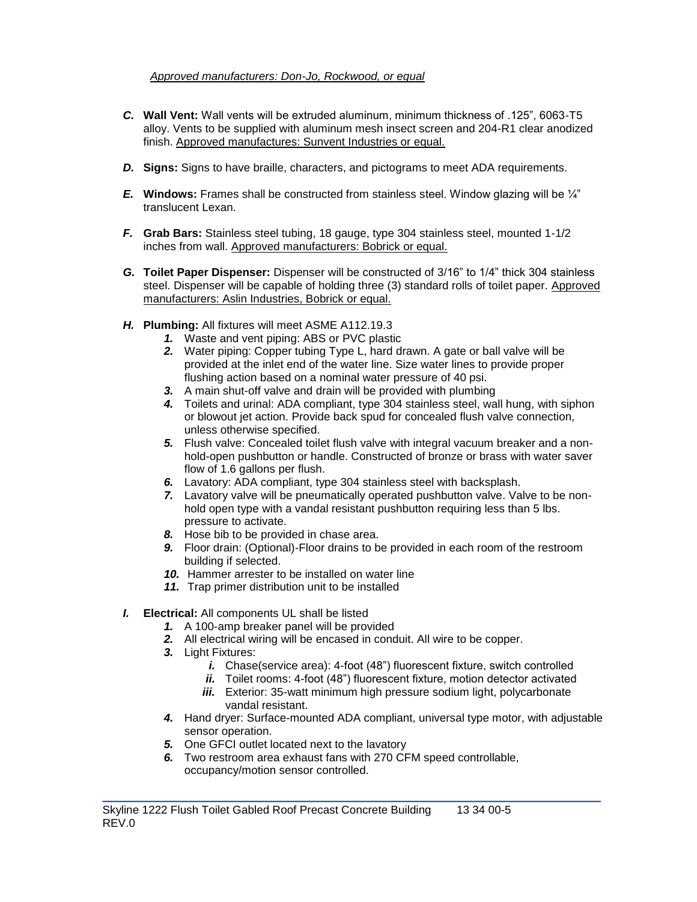*Approved manufacturers: Don-Jo, Rockwood, or equal*

- ***C.*** **Wall Vent:** Wall vents will be extruded aluminum, minimum thickness of .125", 6063-T5 alloy. Vents to be supplied with aluminum mesh insect screen and 204-R1 clear anodized finish. Approved manufactures: Sunvent Industries or equal.

- ***D.*** **Signs:** Signs to have braille, characters, and pictograms to meet ADA requirements.

- ***E.*** **Windows:** Frames shall be constructed from stainless steel. Window glazing will be ¼" translucent Lexan.

- ***F.*** **Grab Bars:** Stainless steel tubing, 18 gauge, type 304 stainless steel, mounted 1-1/2 inches from wall. Approved manufacturers: Bobrick or equal.

- ***G.*** **Toilet Paper Dispenser:** Dispenser will be constructed of 3/16" to 1/4" thick 304 stainless steel. Dispenser will be capable of holding three (3) standard rolls of toilet paper. Approved manufacturers: Aslin Industries, Bobrick or equal.

- ***H.*** **Plumbing:** All fixtures will meet ASME A112.19.3
  1. Waste and vent piping: ABS or PVC plastic
  2. Water piping: Copper tubing Type L, hard drawn. A gate or ball valve will be provided at the inlet end of the water line. Size water lines to provide proper flushing action based on a nominal water pressure of 40 psi.
  3. A main shut-off valve and drain will be provided with plumbing
  4. Toilets and urinal: ADA compliant, type 304 stainless steel, wall hung, with siphon or blowout jet action. Provide back spud for concealed flush valve connection, unless otherwise specified.
  5. Flush valve: Concealed toilet flush valve with integral vacuum breaker and a non-hold-open pushbutton or handle. Constructed of bronze or brass with water saver flow of 1.6 gallons per flush.
  6. Lavatory: ADA compliant, type 304 stainless steel with backsplash.
  7. Lavatory valve will be pneumatically operated pushbutton valve. Valve to be non-hold open type with a vandal resistant pushbutton requiring less than 5 lbs. pressure to activate.
  8. Hose bib to be provided in chase area.
  9. Floor drain: (Optional)-Floor drains to be provided in each room of the restroom building if selected.
  10. Hammer arrester to be installed on water line
  11. Trap primer distribution unit to be installed

- ***I.*** **Electrical:** All components UL shall be listed
  1. A 100-amp breaker panel will be provided
  2. All electrical wiring will be encased in conduit. All wire to be copper.
  3. Light Fixtures:
     - *i.* Chase(service area): 4-foot (48") fluorescent fixture, switch controlled
     - *ii.* Toilet rooms: 4-foot (48") fluorescent fixture, motion detector activated
     - *iii.* Exterior: 35-watt minimum high pressure sodium light, polycarbonate vandal resistant.
  4. Hand dryer: Surface-mounted ADA compliant, universal type motor, with adjustable sensor operation.
  5. One GFCI outlet located next to the lavatory
  6. Two restroom area exhaust fans with 270 CFM speed controllable, occupancy/motion sensor controlled.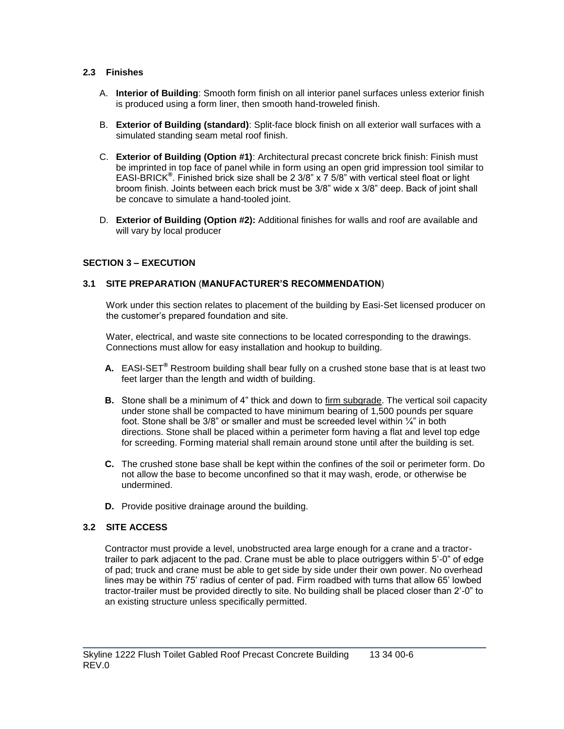### 2.3 Finishes

A. **Interior of Building**: Smooth form finish on all interior panel surfaces unless exterior finish is produced using a form liner, then smooth hand-troweled finish.

B. **Exterior of Building (standard)**: Split-face block finish on all exterior wall surfaces with a simulated standing seam metal roof finish.

C. **Exterior of Building (Option #1)**: Architectural precast concrete brick finish: Finish must be imprinted in top face of panel while in form using an open grid impression tool similar to EASI-BRICK®. Finished brick size shall be 2 3/8" x 7 5/8" with vertical steel float or light broom finish. Joints between each brick must be 3/8" wide x 3/8" deep. Back of joint shall be concave to simulate a hand-tooled joint.

D. **Exterior of Building (Option #2):** Additional finishes for walls and roof are available and will vary by local producer

## SECTION 3 – EXECUTION

### 3.1 SITE PREPARATION (MANUFACTURER'S RECOMMENDATION)

Work under this section relates to placement of the building by Easi-Set licensed producer on the customer's prepared foundation and site.

Water, electrical, and waste site connections to be located corresponding to the drawings. Connections must allow for easy installation and hookup to building.

**A.** EASI-SET® Restroom building shall bear fully on a crushed stone base that is at least two feet larger than the length and width of building.

**B.** Stone shall be a minimum of 4" thick and down to firm subgrade. The vertical soil capacity under stone shall be compacted to have minimum bearing of 1,500 pounds per square foot. Stone shall be 3/8" or smaller and must be screeded level within ¼" in both directions. Stone shall be placed within a perimeter form having a flat and level top edge for screeding. Forming material shall remain around stone until after the building is set.

**C.** The crushed stone base shall be kept within the confines of the soil or perimeter form. Do not allow the base to become unconfined so that it may wash, erode, or otherwise be undermined.

**D.** Provide positive drainage around the building.

### 3.2 SITE ACCESS

Contractor must provide a level, unobstructed area large enough for a crane and a tractor-trailer to park adjacent to the pad. Crane must be able to place outriggers within 5'-0" of edge of pad; truck and crane must be able to get side by side under their own power. No overhead lines may be within 75' radius of center of pad. Firm roadbed with turns that allow 65' lowbed tractor-trailer must be provided directly to site. No building shall be placed closer than 2'-0" to an existing structure unless specifically permitted.